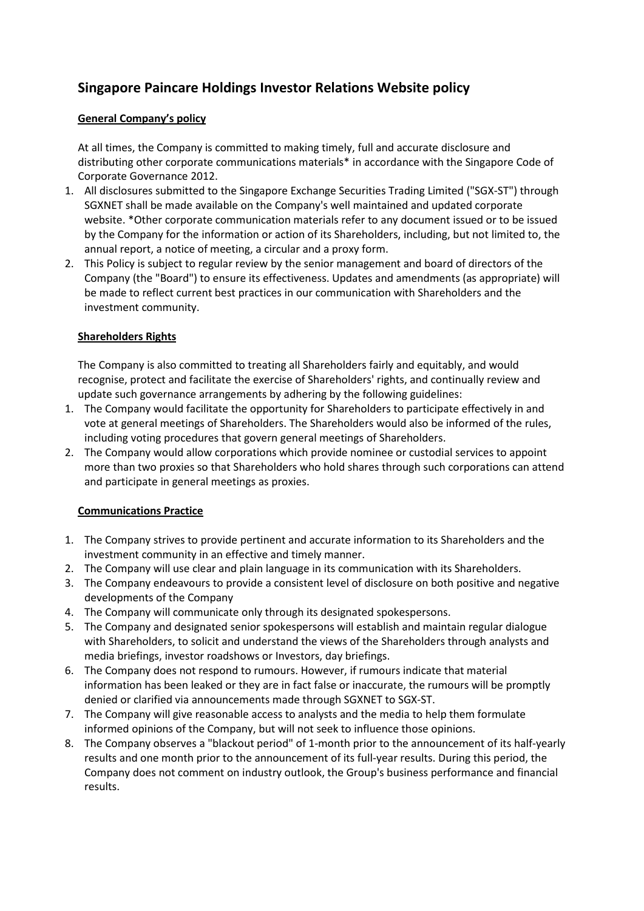# Singapore Paincare Holdings Investor Relations Website policy

**General Company's policy**

At all times, the Company is committed to making timely, full and accurate disclosure and distributing other corporate communications materials* in accordance with the Singapore Code of Corporate Governance 2012.

1. All disclosures submitted to the Singapore Exchange Securities Trading Limited ("SGX-ST") through SGXNET shall be made available on the Company's well maintained and updated corporate website. *Other corporate communication materials refer to any document issued or to be issued by the Company for the information or action of its Shareholders, including, but not limited to, the annual report, a notice of meeting, a circular and a proxy form.
2. This Policy is subject to regular review by the senior management and board of directors of the Company (the "Board") to ensure its effectiveness. Updates and amendments (as appropriate) will be made to reflect current best practices in our communication with Shareholders and the investment community.

**Shareholders Rights**

The Company is also committed to treating all Shareholders fairly and equitably, and would recognise, protect and facilitate the exercise of Shareholders' rights, and continually review and update such governance arrangements by adhering by the following guidelines:

1. The Company would facilitate the opportunity for Shareholders to participate effectively in and vote at general meetings of Shareholders. The Shareholders would also be informed of the rules, including voting procedures that govern general meetings of Shareholders.
2. The Company would allow corporations which provide nominee or custodial services to appoint more than two proxies so that Shareholders who hold shares through such corporations can attend and participate in general meetings as proxies.

**Communications Practice**

1. The Company strives to provide pertinent and accurate information to its Shareholders and the investment community in an effective and timely manner.
2. The Company will use clear and plain language in its communication with its Shareholders.
3. The Company endeavours to provide a consistent level of disclosure on both positive and negative developments of the Company
4. The Company will communicate only through its designated spokespersons.
5. The Company and designated senior spokespersons will establish and maintain regular dialogue with Shareholders, to solicit and understand the views of the Shareholders through analysts and media briefings, investor roadshows or Investors, day briefings.
6. The Company does not respond to rumours. However, if rumours indicate that material information has been leaked or they are in fact false or inaccurate, the rumours will be promptly denied or clarified via announcements made through SGXNET to SGX-ST.
7. The Company will give reasonable access to analysts and the media to help them formulate informed opinions of the Company, but will not seek to influence those opinions.
8. The Company observes a "blackout period" of 1-month prior to the announcement of its half-yearly results and one month prior to the announcement of its full-year results. During this period, the Company does not comment on industry outlook, the Group's business performance and financial results.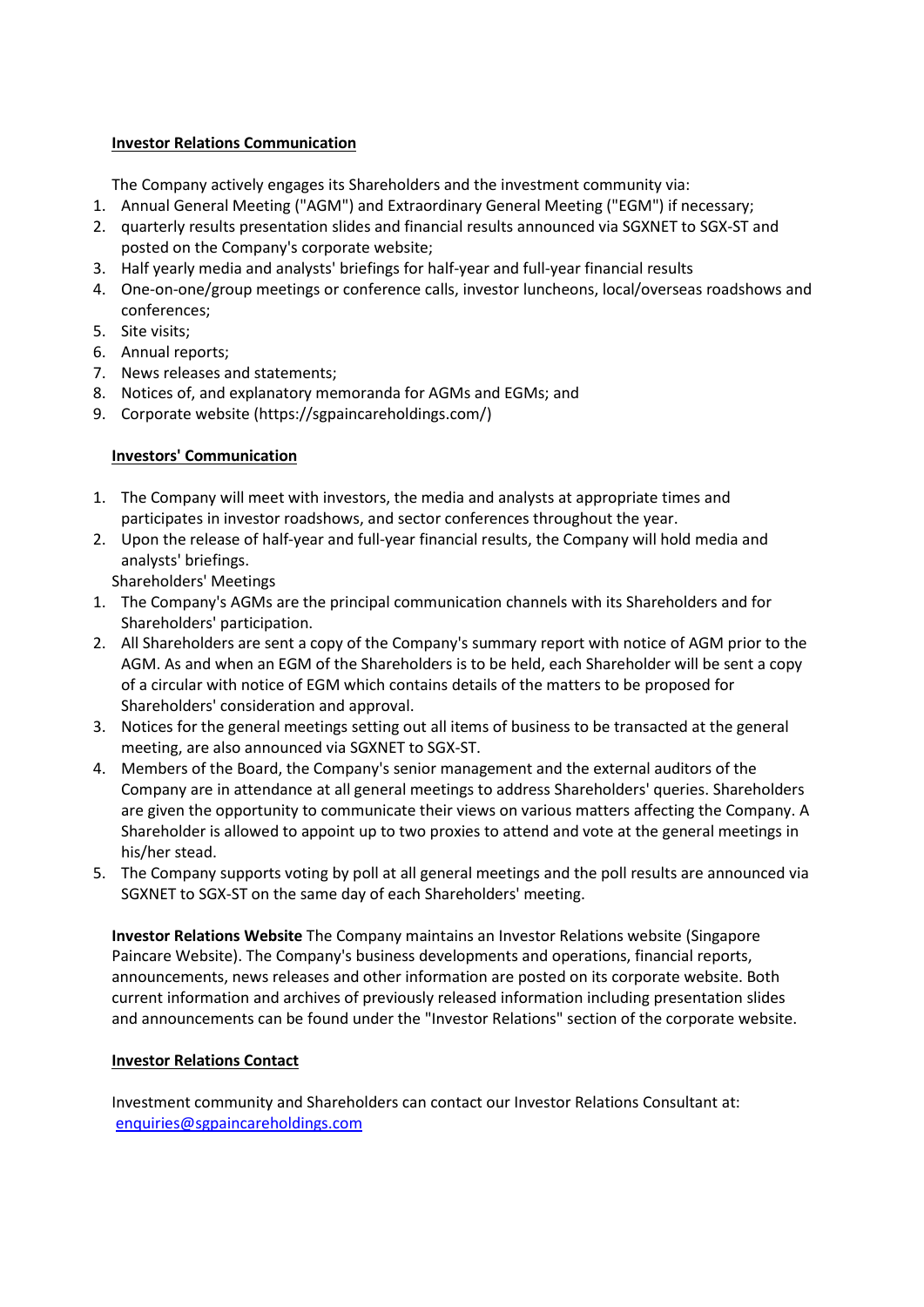## Investor Relations Communication

The Company actively engages its Shareholders and the investment community via:

1. Annual General Meeting ("AGM") and Extraordinary General Meeting ("EGM") if necessary;
2. quarterly results presentation slides and financial results announced via SGXNET to SGX-ST and posted on the Company's corporate website;
3. Half yearly media and analysts' briefings for half-year and full-year financial results
4. One-on-one/group meetings or conference calls, investor luncheons, local/overseas roadshows and conferences;
5. Site visits;
6. Annual reports;
7. News releases and statements;
8. Notices of, and explanatory memoranda for AGMs and EGMs; and
9. Corporate website (https://sgpaincareholdings.com/)

## Investors' Communication

1. The Company will meet with investors, the media and analysts at appropriate times and participates in investor roadshows, and sector conferences throughout the year.
2. Upon the release of half-year and full-year financial results, the Company will hold media and analysts' briefings.

Shareholders' Meetings

1. The Company's AGMs are the principal communication channels with its Shareholders and for Shareholders' participation.
2. All Shareholders are sent a copy of the Company's summary report with notice of AGM prior to the AGM. As and when an EGM of the Shareholders is to be held, each Shareholder will be sent a copy of a circular with notice of EGM which contains details of the matters to be proposed for Shareholders' consideration and approval.
3. Notices for the general meetings setting out all items of business to be transacted at the general meeting, are also announced via SGXNET to SGX-ST.
4. Members of the Board, the Company's senior management and the external auditors of the Company are in attendance at all general meetings to address Shareholders' queries. Shareholders are given the opportunity to communicate their views on various matters affecting the Company. A Shareholder is allowed to appoint up to two proxies to attend and vote at the general meetings in his/her stead.
5. The Company supports voting by poll at all general meetings and the poll results are announced via SGXNET to SGX-ST on the same day of each Shareholders' meeting.

**Investor Relations Website** The Company maintains an Investor Relations website (Singapore Paincare Website). The Company's business developments and operations, financial reports, announcements, news releases and other information are posted on its corporate website. Both current information and archives of previously released information including presentation slides and announcements can be found under the "Investor Relations" section of the corporate website.

## Investor Relations Contact

Investment community and Shareholders can contact our Investor Relations Consultant at: enquiries@sgpaincareholdings.com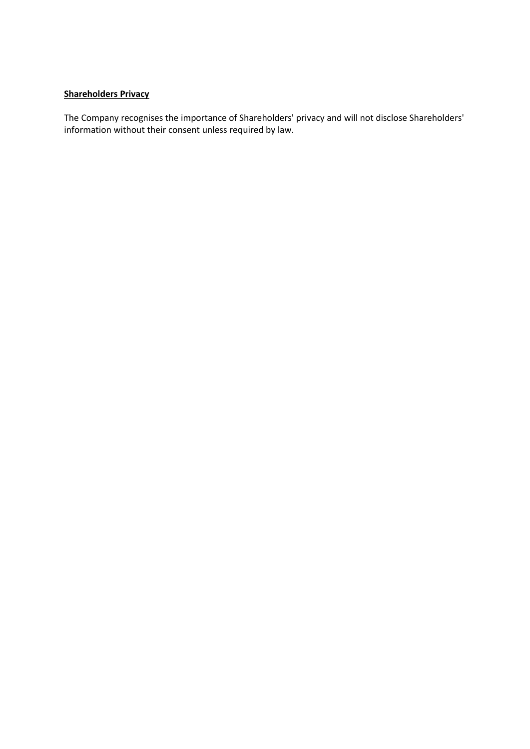**Shareholders Privacy**

The Company recognises the importance of Shareholders' privacy and will not disclose Shareholders' information without their consent unless required by law.